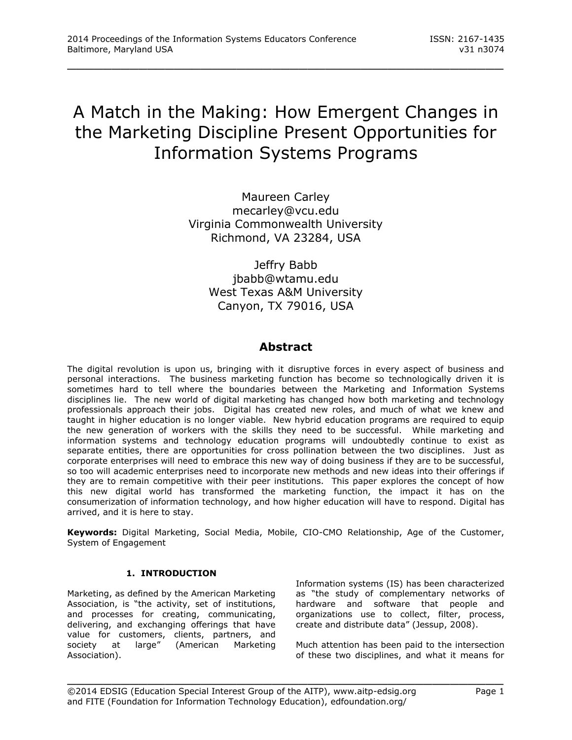# A Match in the Making: How Emergent Changes in the Marketing Discipline Present Opportunities for Information Systems Programs

Maureen Carley
mecarley@vcu.edu
Virginia Commonwealth University
Richmond, VA 23284, USA

Jeffry Babb
jbabb@wtamu.edu
West Texas A&M University
Canyon, TX 79016, USA

## Abstract

The digital revolution is upon us, bringing with it disruptive forces in every aspect of business and personal interactions. The business marketing function has become so technologically driven it is sometimes hard to tell where the boundaries between the Marketing and Information Systems disciplines lie. The new world of digital marketing has changed how both marketing and technology professionals approach their jobs. Digital has created new roles, and much of what we knew and taught in higher education is no longer viable. New hybrid education programs are required to equip the new generation of workers with the skills they need to be successful. While marketing and information systems and technology education programs will undoubtedly continue to exist as separate entities, there are opportunities for cross pollination between the two disciplines. Just as corporate enterprises will need to embrace this new way of doing business if they are to be successful, so too will academic enterprises need to incorporate new methods and new ideas into their offerings if they are to remain competitive with their peer institutions. This paper explores the concept of how this new digital world has transformed the marketing function, the impact it has on the consumerization of information technology, and how higher education will have to respond. Digital has arrived, and it is here to stay.

**Keywords:** Digital Marketing, Social Media, Mobile, CIO-CMO Relationship, Age of the Customer, System of Engagement

### 1. INTRODUCTION

Marketing, as defined by the American Marketing Association, is "the activity, set of institutions, and processes for creating, communicating, delivering, and exchanging offerings that have value for customers, clients, partners, and society at large" (American Marketing Association).

Information systems (IS) has been characterized as "the study of complementary networks of hardware and software that people and organizations use to collect, filter, process, create and distribute data" (Jessup, 2008).

Much attention has been paid to the intersection of these two disciplines, and what it means for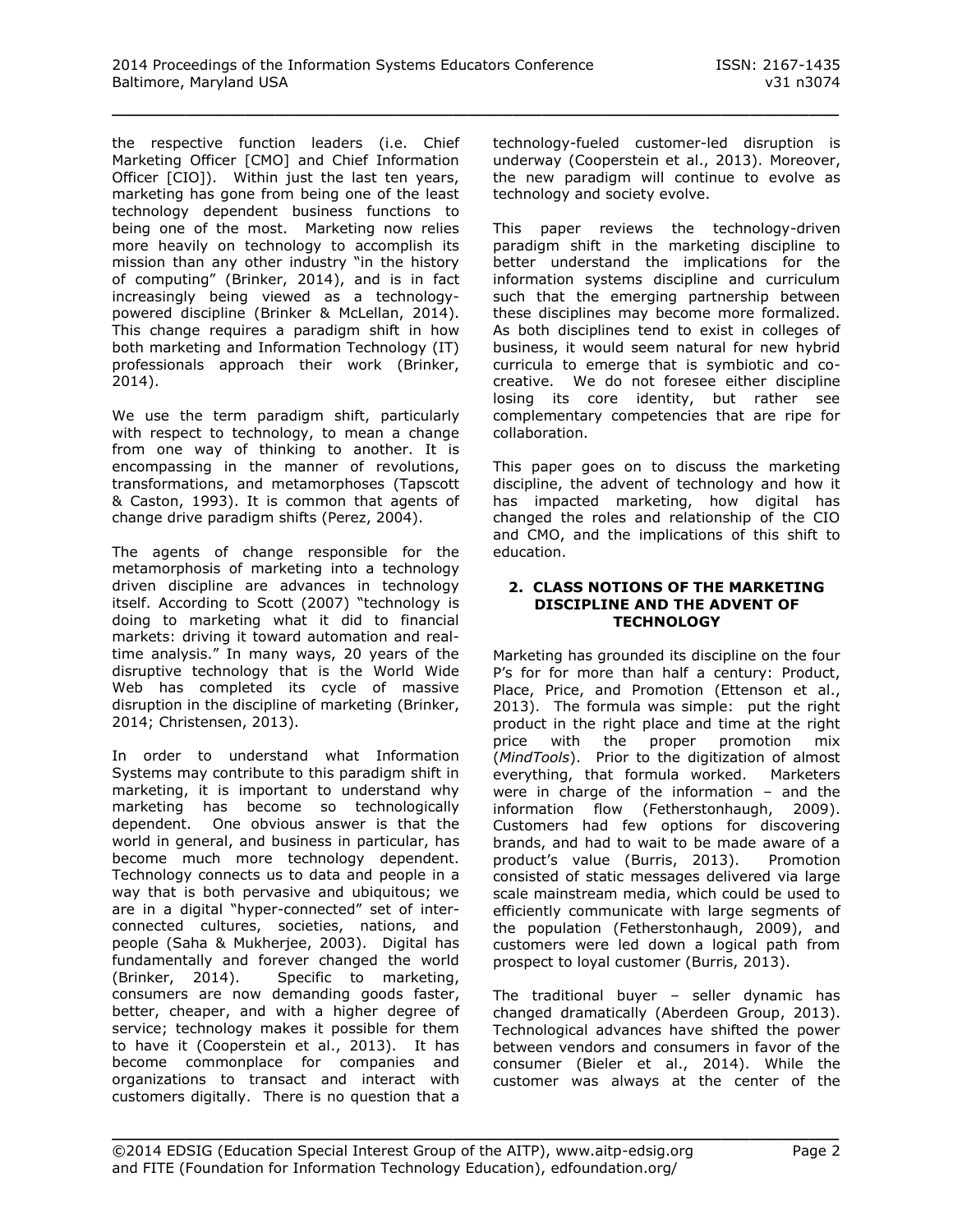the respective function leaders (i.e. Chief Marketing Officer [CMO] and Chief Information Officer [CIO]). Within just the last ten years, marketing has gone from being one of the least technology dependent business functions to being one of the most. Marketing now relies more heavily on technology to accomplish its mission than any other industry "in the history of computing" (Brinker, 2014), and is in fact increasingly being viewed as a technology-powered discipline (Brinker & McLellan, 2014). This change requires a paradigm shift in how both marketing and Information Technology (IT) professionals approach their work (Brinker, 2014).

We use the term paradigm shift, particularly with respect to technology, to mean a change from one way of thinking to another. It is encompassing in the manner of revolutions, transformations, and metamorphoses (Tapscott & Caston, 1993). It is common that agents of change drive paradigm shifts (Perez, 2004).

The agents of change responsible for the metamorphosis of marketing into a technology driven discipline are advances in technology itself. According to Scott (2007) "technology is doing to marketing what it did to financial markets: driving it toward automation and real-time analysis." In many ways, 20 years of the disruptive technology that is the World Wide Web has completed its cycle of massive disruption in the discipline of marketing (Brinker, 2014; Christensen, 2013).

In order to understand what Information Systems may contribute to this paradigm shift in marketing, it is important to understand why marketing has become so technologically dependent. One obvious answer is that the world in general, and business in particular, has become much more technology dependent. Technology connects us to data and people in a way that is both pervasive and ubiquitous; we are in a digital "hyper-connected" set of inter-connected cultures, societies, nations, and people (Saha & Mukherjee, 2003). Digital has fundamentally and forever changed the world (Brinker, 2014). Specific to marketing, consumers are now demanding goods faster, better, cheaper, and with a higher degree of service; technology makes it possible for them to have it (Cooperstein et al., 2013). It has become commonplace for companies and organizations to transact and interact with customers digitally. There is no question that a technology-fueled customer-led disruption is underway (Cooperstein et al., 2013). Moreover, the new paradigm will continue to evolve as technology and society evolve.

This paper reviews the technology-driven paradigm shift in the marketing discipline to better understand the implications for the information systems discipline and curriculum such that the emerging partnership between these disciplines may become more formalized. As both disciplines tend to exist in colleges of business, it would seem natural for new hybrid curricula to emerge that is symbiotic and co-creative. We do not foresee either discipline losing its core identity, but rather see complementary competencies that are ripe for collaboration.

This paper goes on to discuss the marketing discipline, the advent of technology and how it has impacted marketing, how digital has changed the roles and relationship of the CIO and CMO, and the implications of this shift to education.

## 2. CLASS NOTIONS OF THE MARKETING DISCIPLINE AND THE ADVENT OF TECHNOLOGY

Marketing has grounded its discipline on the four P's for more than half a century: Product, Place, Price, and Promotion (Ettenson et al., 2013). The formula was simple: put the right product in the right place and time at the right price with the proper promotion mix (*MindTools*). Prior to the digitization of almost everything, that formula worked. Marketers were in charge of the information – and the information flow (Fetherstonhaugh, 2009). Customers had few options for discovering brands, and had to wait to be made aware of a product's value (Burris, 2013). Promotion consisted of static messages delivered via large scale mainstream media, which could be used to efficiently communicate with large segments of the population (Fetherstonhaugh, 2009), and customers were led down a logical path from prospect to loyal customer (Burris, 2013).

The traditional buyer – seller dynamic has changed dramatically (Aberdeen Group, 2013). Technological advances have shifted the power between vendors and consumers in favor of the consumer (Bieler et al., 2014). While the customer was always at the center of the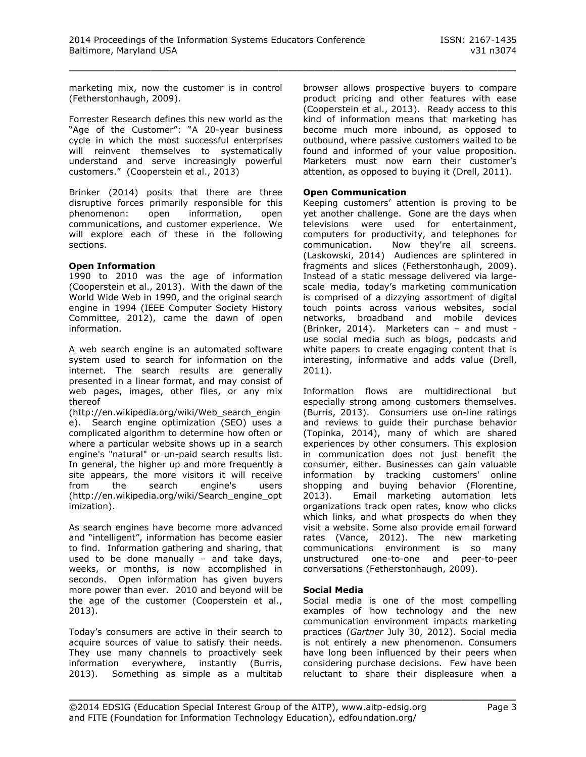marketing mix, now the customer is in control (Fetherstonhaugh, 2009).

Forrester Research defines this new world as the "Age of the Customer": "A 20-year business cycle in which the most successful enterprises will reinvent themselves to systematically understand and serve increasingly powerful customers." (Cooperstein et al., 2013)

Brinker (2014) posits that there are three disruptive forces primarily responsible for this phenomenon: open information, open communications, and customer experience. We will explore each of these in the following sections.

**Open Information**

1990 to 2010 was the age of information (Cooperstein et al., 2013). With the dawn of the World Wide Web in 1990, and the original search engine in 1994 (IEEE Computer Society History Committee, 2012), came the dawn of open information.

A web search engine is an automated software system used to search for information on the internet. The search results are generally presented in a linear format, and may consist of web pages, images, other files, or any mix thereof (http://en.wikipedia.org/wiki/Web_search_engine). Search engine optimization (SEO) uses a complicated algorithm to determine how often or where a particular website shows up in a search engine's "natural" or un-paid search results list. In general, the higher up and more frequently a site appears, the more visitors it will receive from the search engine's users (http://en.wikipedia.org/wiki/Search_engine_optimization).

As search engines have become more advanced and "intelligent", information has become easier to find. Information gathering and sharing, that used to be done manually – and take days, weeks, or months, is now accomplished in seconds. Open information has given buyers more power than ever. 2010 and beyond will be the age of the customer (Cooperstein et al., 2013).

Today's consumers are active in their search to acquire sources of value to satisfy their needs. They use many channels to proactively seek information everywhere, instantly (Burris, 2013). Something as simple as a multitab browser allows prospective buyers to compare product pricing and other features with ease (Cooperstein et al., 2013). Ready access to this kind of information means that marketing has become much more inbound, as opposed to outbound, where passive customers waited to be found and informed of your value proposition. Marketers must now earn their customer's attention, as opposed to buying it (Drell, 2011).

**Open Communication**

Keeping customers' attention is proving to be yet another challenge. Gone are the days when televisions were used for entertainment, computers for productivity, and telephones for communication. Now they're all screens. (Laskowski, 2014) Audiences are splintered in fragments and slices (Fetherstonhaugh, 2009). Instead of a static message delivered via large-scale media, today's marketing communication is comprised of a dizzying assortment of digital touch points across various websites, social networks, broadband and mobile devices (Brinker, 2014). Marketers can – and must - use social media such as blogs, podcasts and white papers to create engaging content that is interesting, informative and adds value (Drell, 2011).

Information flows are multidirectional but especially strong among customers themselves. (Burris, 2013). Consumers use on-line ratings and reviews to guide their purchase behavior (Topinka, 2014), many of which are shared experiences by other consumers. This explosion in communication does not just benefit the consumer, either. Businesses can gain valuable information by tracking customers' online shopping and buying behavior (Florentine, 2013). Email marketing automation lets organizations track open rates, know who clicks which links, and what prospects do when they visit a website. Some also provide email forward rates (Vance, 2012). The new marketing communications environment is so many unstructured one-to-one and peer-to-peer conversations (Fetherstonhaugh, 2009).

**Social Media**

Social media is one of the most compelling examples of how technology and the new communication environment impacts marketing practices (*Gartner* July 30, 2012). Social media is not entirely a new phenomenon. Consumers have long been influenced by their peers when considering purchase decisions. Few have been reluctant to share their displeasure when a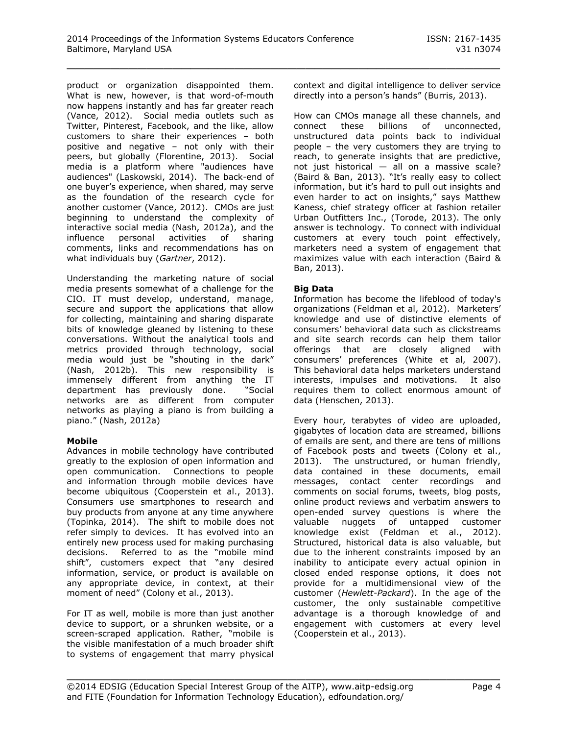product or organization disappointed them. What is new, however, is that word-of-mouth now happens instantly and has far greater reach (Vance, 2012). Social media outlets such as Twitter, Pinterest, Facebook, and the like, allow customers to share their experiences – both positive and negative – not only with their peers, but globally (Florentine, 2013). Social media is a platform where "audiences have audiences" (Laskowski, 2014). The back-end of one buyer's experience, when shared, may serve as the foundation of the research cycle for another customer (Vance, 2012). CMOs are just beginning to understand the complexity of interactive social media (Nash, 2012a), and the influence personal activities of sharing comments, links and recommendations has on what individuals buy (*Gartner*, 2012).

Understanding the marketing nature of social media presents somewhat of a challenge for the CIO. IT must develop, understand, manage, secure and support the applications that allow for collecting, maintaining and sharing disparate bits of knowledge gleaned by listening to these conversations. Without the analytical tools and metrics provided through technology, social media would just be "shouting in the dark" (Nash, 2012b). This new responsibility is immensely different from anything the IT department has previously done. "Social networks are as different from computer networks as playing a piano is from building a piano." (Nash, 2012a)

**Mobile**

Advances in mobile technology have contributed greatly to the explosion of open information and open communication. Connections to people and information through mobile devices have become ubiquitous (Cooperstein et al., 2013). Consumers use smartphones to research and buy products from anyone at any time anywhere (Topinka, 2014). The shift to mobile does not refer simply to devices. It has evolved into an entirely new process used for making purchasing decisions. Referred to as the "mobile mind shift", customers expect that "any desired information, service, or product is available on any appropriate device, in context, at their moment of need" (Colony et al., 2013).

For IT as well, mobile is more than just another device to support, or a shrunken website, or a screen-scraped application. Rather, "mobile is the visible manifestation of a much broader shift to systems of engagement that marry physical context and digital intelligence to deliver service directly into a person's hands" (Burris, 2013).

How can CMOs manage all these channels, and connect these billions of unconnected, unstructured data points back to individual people – the very customers they are trying to reach, to generate insights that are predictive, not just historical — all on a massive scale? (Baird & Ban, 2013). "It's really easy to collect information, but it's hard to pull out insights and even harder to act on insights," says Matthew Kaness, chief strategy officer at fashion retailer Urban Outfitters Inc., (Torode, 2013). The only answer is technology. To connect with individual customers at every touch point effectively, marketers need a system of engagement that maximizes value with each interaction (Baird & Ban, 2013).

**Big Data**

Information has become the lifeblood of today's organizations (Feldman et al, 2012). Marketers' knowledge and use of distinctive elements of consumers' behavioral data such as clickstreams and site search records can help them tailor offerings that are closely aligned with consumers' preferences (White et al, 2007). This behavioral data helps marketers understand interests, impulses and motivations. It also requires them to collect enormous amount of data (Henschen, 2013).

Every hour, terabytes of video are uploaded, gigabytes of location data are streamed, billions of emails are sent, and there are tens of millions of Facebook posts and tweets (Colony et al., 2013). The unstructured, or human friendly, data contained in these documents, email messages, contact center recordings and comments on social forums, tweets, blog posts, online product reviews and verbatim answers to open-ended survey questions is where the valuable nuggets of untapped customer knowledge exist (Feldman et al., 2012). Structured, historical data is also valuable, but due to the inherent constraints imposed by an inability to anticipate every actual opinion in closed ended response options, it does not provide for a multidimensional view of the customer (*Hewlett-Packard*). In the age of the customer, the only sustainable competitive advantage is a thorough knowledge of and engagement with customers at every level (Cooperstein et al., 2013).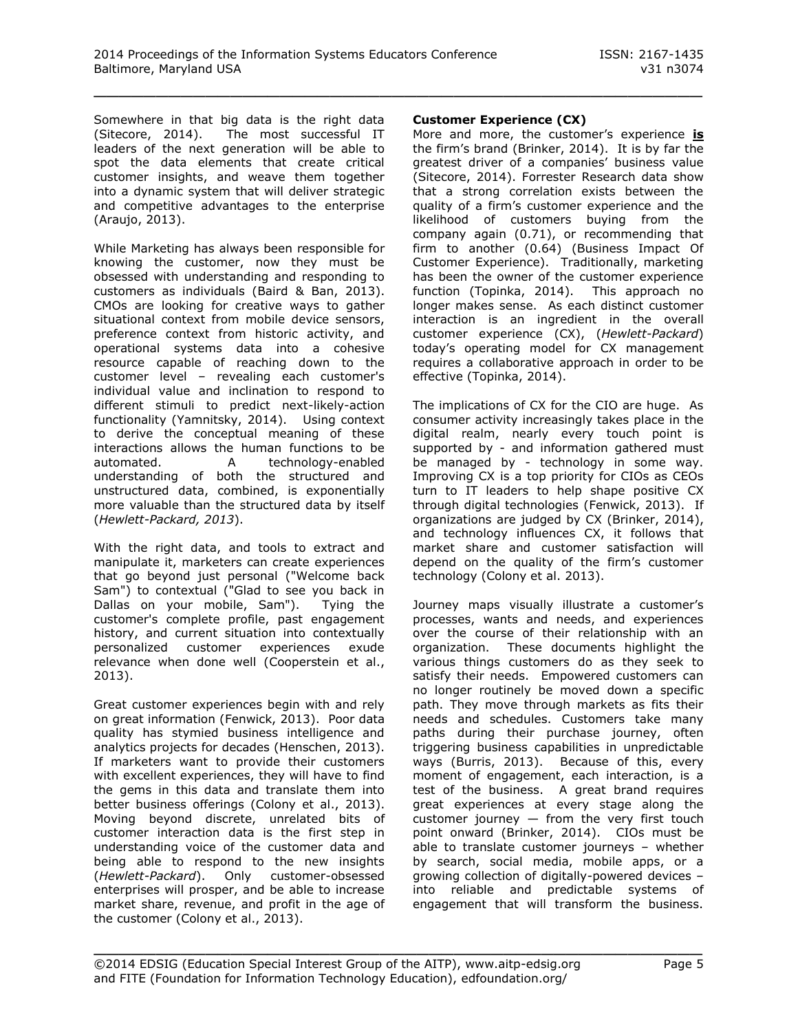Somewhere in that big data is the right data (Sitecore, 2014). The most successful IT leaders of the next generation will be able to spot the data elements that create critical customer insights, and weave them together into a dynamic system that will deliver strategic and competitive advantages to the enterprise (Araujo, 2013).

While Marketing has always been responsible for knowing the customer, now they must be obsessed with understanding and responding to customers as individuals (Baird & Ban, 2013). CMOs are looking for creative ways to gather situational context from mobile device sensors, preference context from historic activity, and operational systems data into a cohesive resource capable of reaching down to the customer level – revealing each customer's individual value and inclination to respond to different stimuli to predict next-likely-action functionality (Yamnitsky, 2014). Using context to derive the conceptual meaning of these interactions allows the human functions to be automated. A technology-enabled understanding of both the structured and unstructured data, combined, is exponentially more valuable than the structured data by itself (*Hewlett-Packard, 2013*).

With the right data, and tools to extract and manipulate it, marketers can create experiences that go beyond just personal ("Welcome back Sam") to contextual ("Glad to see you back in Dallas on your mobile, Sam"). Tying the customer's complete profile, past engagement history, and current situation into contextually personalized customer experiences exude relevance when done well (Cooperstein et al., 2013).

Great customer experiences begin with and rely on great information (Fenwick, 2013). Poor data quality has stymied business intelligence and analytics projects for decades (Henschen, 2013). If marketers want to provide their customers with excellent experiences, they will have to find the gems in this data and translate them into better business offerings (Colony et al., 2013). Moving beyond discrete, unrelated bits of customer interaction data is the first step in understanding voice of the customer data and being able to respond to the new insights (*Hewlett-Packard*). Only customer-obsessed enterprises will prosper, and be able to increase market share, revenue, and profit in the age of the customer (Colony et al., 2013).

**Customer Experience (CX)**

More and more, the customer's experience **is** the firm's brand (Brinker, 2014). It is by far the greatest driver of a companies' business value (Sitecore, 2014). Forrester Research data show that a strong correlation exists between the quality of a firm's customer experience and the likelihood of customers buying from the company again (0.71), or recommending that firm to another (0.64) (Business Impact Of Customer Experience). Traditionally, marketing has been the owner of the customer experience function (Topinka, 2014). This approach no longer makes sense. As each distinct customer interaction is an ingredient in the overall customer experience (CX), (*Hewlett-Packard*) today's operating model for CX management requires a collaborative approach in order to be effective (Topinka, 2014).

The implications of CX for the CIO are huge. As consumer activity increasingly takes place in the digital realm, nearly every touch point is supported by - and information gathered must be managed by - technology in some way. Improving CX is a top priority for CIOs as CEOs turn to IT leaders to help shape positive CX through digital technologies (Fenwick, 2013). If organizations are judged by CX (Brinker, 2014), and technology influences CX, it follows that market share and customer satisfaction will depend on the quality of the firm's customer technology (Colony et al. 2013).

Journey maps visually illustrate a customer's processes, wants and needs, and experiences over the course of their relationship with an organization. These documents highlight the various things customers do as they seek to satisfy their needs. Empowered customers can no longer routinely be moved down a specific path. They move through markets as fits their needs and schedules. Customers take many paths during their purchase journey, often triggering business capabilities in unpredictable ways (Burris, 2013). Because of this, every moment of engagement, each interaction, is a test of the business. A great brand requires great experiences at every stage along the customer journey — from the very first touch point onward (Brinker, 2014). CIOs must be able to translate customer journeys – whether by search, social media, mobile apps, or a growing collection of digitally-powered devices – into reliable and predictable systems of engagement that will transform the business.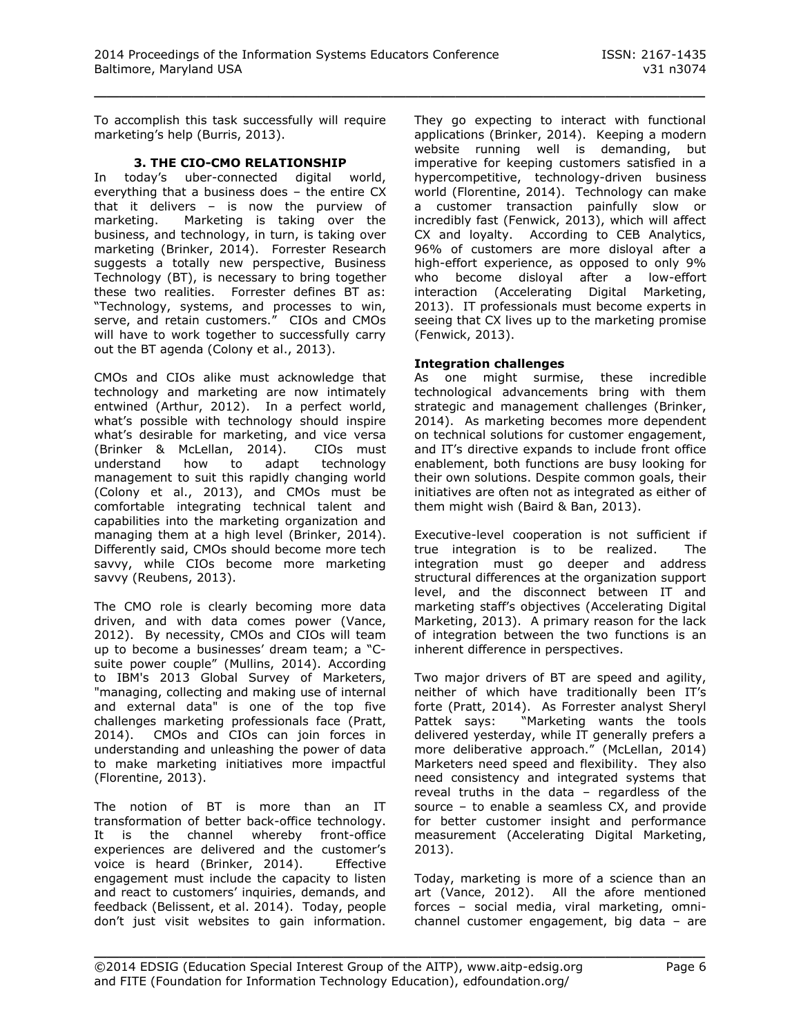To accomplish this task successfully will require marketing's help (Burris, 2013).

## 3. THE CIO-CMO RELATIONSHIP

In today's uber-connected digital world, everything that a business does – the entire CX that it delivers – is now the purview of marketing. Marketing is taking over the business, and technology, in turn, is taking over marketing (Brinker, 2014). Forrester Research suggests a totally new perspective, Business Technology (BT), is necessary to bring together these two realities. Forrester defines BT as: "Technology, systems, and processes to win, serve, and retain customers." CIOs and CMOs will have to work together to successfully carry out the BT agenda (Colony et al., 2013).

CMOs and CIOs alike must acknowledge that technology and marketing are now intimately entwined (Arthur, 2012). In a perfect world, what's possible with technology should inspire what's desirable for marketing, and vice versa (Brinker & McLellan, 2014). CIOs must understand how to adapt technology management to suit this rapidly changing world (Colony et al., 2013), and CMOs must be comfortable integrating technical talent and capabilities into the marketing organization and managing them at a high level (Brinker, 2014). Differently said, CMOs should become more tech savvy, while CIOs become more marketing savvy (Reubens, 2013).

The CMO role is clearly becoming more data driven, and with data comes power (Vance, 2012). By necessity, CMOs and CIOs will team up to become a businesses' dream team; a "C-suite power couple" (Mullins, 2014). According to IBM's 2013 Global Survey of Marketers, "managing, collecting and making use of internal and external data" is one of the top five challenges marketing professionals face (Pratt, 2014). CMOs and CIOs can join forces in understanding and unleashing the power of data to make marketing initiatives more impactful (Florentine, 2013).

The notion of BT is more than an IT transformation of better back-office technology. It is the channel whereby front-office experiences are delivered and the customer's voice is heard (Brinker, 2014). Effective engagement must include the capacity to listen and react to customers' inquiries, demands, and feedback (Belissent, et al. 2014). Today, people don't just visit websites to gain information. They go expecting to interact with functional applications (Brinker, 2014). Keeping a modern website running well is demanding, but imperative for keeping customers satisfied in a hypercompetitive, technology-driven business world (Florentine, 2014). Technology can make a customer transaction painfully slow or incredibly fast (Fenwick, 2013), which will affect CX and loyalty. According to CEB Analytics, 96% of customers are more disloyal after a high-effort experience, as opposed to only 9% who become disloyal after a low-effort interaction (Accelerating Digital Marketing, 2013). IT professionals must become experts in seeing that CX lives up to the marketing promise (Fenwick, 2013).

**Integration challenges**

As one might surmise, these incredible technological advancements bring with them strategic and management challenges (Brinker, 2014). As marketing becomes more dependent on technical solutions for customer engagement, and IT's directive expands to include front office enablement, both functions are busy looking for their own solutions. Despite common goals, their initiatives are often not as integrated as either of them might wish (Baird & Ban, 2013).

Executive-level cooperation is not sufficient if true integration is to be realized. The integration must go deeper and address structural differences at the organization support level, and the disconnect between IT and marketing staff's objectives (Accelerating Digital Marketing, 2013). A primary reason for the lack of integration between the two functions is an inherent difference in perspectives.

Two major drivers of BT are speed and agility, neither of which have traditionally been IT's forte (Pratt, 2014). As Forrester analyst Sheryl Pattek says: "Marketing wants the tools delivered yesterday, while IT generally prefers a more deliberative approach." (McLellan, 2014) Marketers need speed and flexibility. They also need consistency and integrated systems that reveal truths in the data – regardless of the source – to enable a seamless CX, and provide for better customer insight and performance measurement (Accelerating Digital Marketing, 2013).

Today, marketing is more of a science than an art (Vance, 2012). All the afore mentioned forces – social media, viral marketing, omni-channel customer engagement, big data – are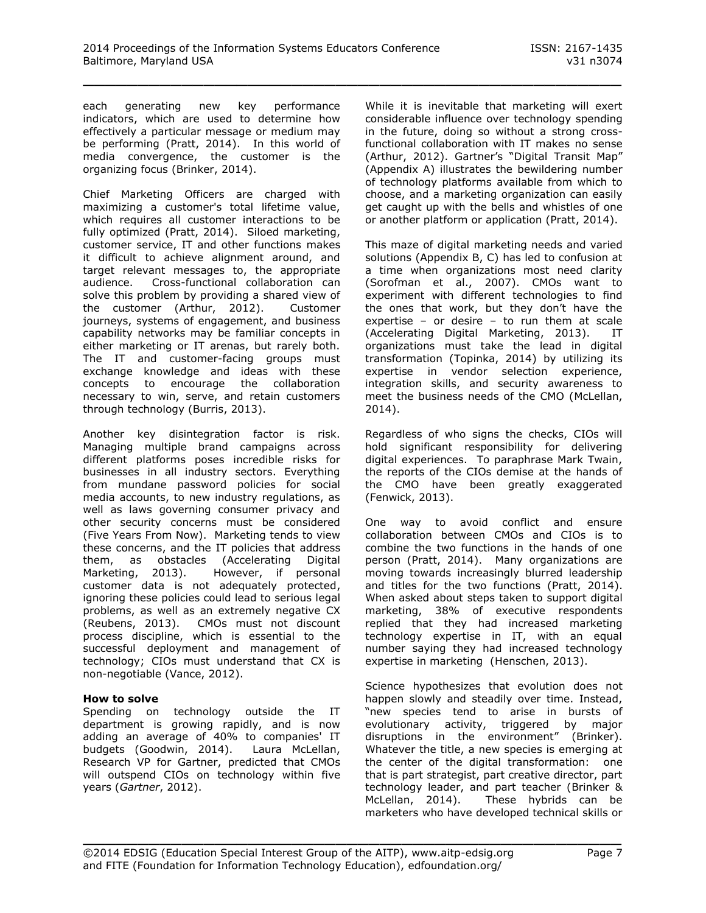each generating new key performance indicators, which are used to determine how effectively a particular message or medium may be performing (Pratt, 2014). In this world of media convergence, the customer is the organizing focus (Brinker, 2014).

Chief Marketing Officers are charged with maximizing a customer's total lifetime value, which requires all customer interactions to be fully optimized (Pratt, 2014). Siloed marketing, customer service, IT and other functions makes it difficult to achieve alignment around, and target relevant messages to, the appropriate audience. Cross-functional collaboration can solve this problem by providing a shared view of the customer (Arthur, 2012). Customer journeys, systems of engagement, and business capability networks may be familiar concepts in either marketing or IT arenas, but rarely both. The IT and customer-facing groups must exchange knowledge and ideas with these concepts to encourage the collaboration necessary to win, serve, and retain customers through technology (Burris, 2013).

Another key disintegration factor is risk. Managing multiple brand campaigns across different platforms poses incredible risks for businesses in all industry sectors. Everything from mundane password policies for social media accounts, to new industry regulations, as well as laws governing consumer privacy and other security concerns must be considered (Five Years From Now). Marketing tends to view these concerns, and the IT policies that address them, as obstacles (Accelerating Digital Marketing, 2013). However, if personal customer data is not adequately protected, ignoring these policies could lead to serious legal problems, as well as an extremely negative CX (Reubens, 2013). CMOs must not discount process discipline, which is essential to the successful deployment and management of technology; CIOs must understand that CX is non-negotiable (Vance, 2012).

**How to solve**

Spending on technology outside the IT department is growing rapidly, and is now adding an average of 40% to companies' IT budgets (Goodwin, 2014). Laura McLellan, Research VP for Gartner, predicted that CMOs will outspend CIOs on technology within five years (*Gartner*, 2012).

While it is inevitable that marketing will exert considerable influence over technology spending in the future, doing so without a strong cross-functional collaboration with IT makes no sense (Arthur, 2012). Gartner's "Digital Transit Map" (Appendix A) illustrates the bewildering number of technology platforms available from which to choose, and a marketing organization can easily get caught up with the bells and whistles of one or another platform or application (Pratt, 2014).

This maze of digital marketing needs and varied solutions (Appendix B, C) has led to confusion at a time when organizations most need clarity (Sorofman et al., 2007). CMOs want to experiment with different technologies to find the ones that work, but they don't have the expertise – or desire – to run them at scale (Accelerating Digital Marketing, 2013). IT organizations must take the lead in digital transformation (Topinka, 2014) by utilizing its expertise in vendor selection experience, integration skills, and security awareness to meet the business needs of the CMO (McLellan, 2014).

Regardless of who signs the checks, CIOs will hold significant responsibility for delivering digital experiences. To paraphrase Mark Twain, the reports of the CIOs demise at the hands of the CMO have been greatly exaggerated (Fenwick, 2013).

One way to avoid conflict and ensure collaboration between CMOs and CIOs is to combine the two functions in the hands of one person (Pratt, 2014). Many organizations are moving towards increasingly blurred leadership and titles for the two functions (Pratt, 2014). When asked about steps taken to support digital marketing, 38% of executive respondents replied that they had increased marketing technology expertise in IT, with an equal number saying they had increased technology expertise in marketing (Henschen, 2013).

Science hypothesizes that evolution does not happen slowly and steadily over time. Instead, "new species tend to arise in bursts of evolutionary activity, triggered by major disruptions in the environment" (Brinker). Whatever the title, a new species is emerging at the center of the digital transformation: one that is part strategist, part creative director, part technology leader, and part teacher (Brinker & McLellan, 2014). These hybrids can be marketers who have developed technical skills or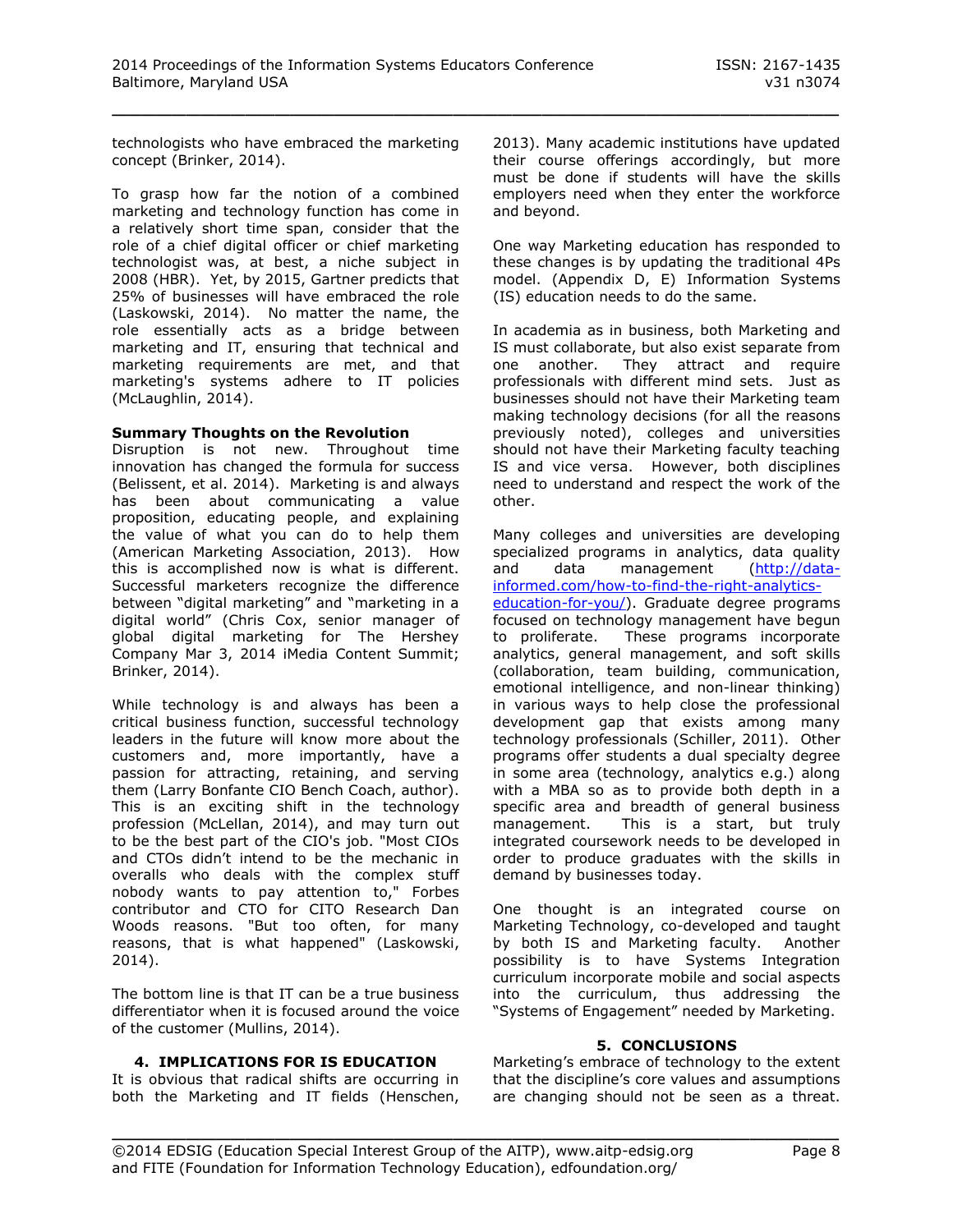technologists who have embraced the marketing concept (Brinker, 2014).

To grasp how far the notion of a combined marketing and technology function has come in a relatively short time span, consider that the role of a chief digital officer or chief marketing technologist was, at best, a niche subject in 2008 (HBR). Yet, by 2015, Gartner predicts that 25% of businesses will have embraced the role (Laskowski, 2014). No matter the name, the role essentially acts as a bridge between marketing and IT, ensuring that technical and marketing requirements are met, and that marketing's systems adhere to IT policies (McLaughlin, 2014).

### Summary Thoughts on the Revolution

Disruption is not new. Throughout time innovation has changed the formula for success (Belissent, et al. 2014). Marketing is and always has been about communicating a value proposition, educating people, and explaining the value of what you can do to help them (American Marketing Association, 2013). How this is accomplished now is what is different. Successful marketers recognize the difference between "digital marketing" and "marketing in a digital world" (Chris Cox, senior manager of global digital marketing for The Hershey Company Mar 3, 2014 iMedia Content Summit; Brinker, 2014).

While technology is and always has been a critical business function, successful technology leaders in the future will know more about the customers and, more importantly, have a passion for attracting, retaining, and serving them (Larry Bonfante CIO Bench Coach, author). This is an exciting shift in the technology profession (McLellan, 2014), and may turn out to be the best part of the CIO's job. "Most CIOs and CTOs didn't intend to be the mechanic in overalls who deals with the complex stuff nobody wants to pay attention to," Forbes contributor and CTO for CITO Research Dan Woods reasons. "But too often, for many reasons, that is what happened" (Laskowski, 2014).

The bottom line is that IT can be a true business differentiator when it is focused around the voice of the customer (Mullins, 2014).

## 4. IMPLICATIONS FOR IS EDUCATION

It is obvious that radical shifts are occurring in both the Marketing and IT fields (Henschen, 2013). Many academic institutions have updated their course offerings accordingly, but more must be done if students will have the skills employers need when they enter the workforce and beyond.

One way Marketing education has responded to these changes is by updating the traditional 4Ps model. (Appendix D, E) Information Systems (IS) education needs to do the same.

In academia as in business, both Marketing and IS must collaborate, but also exist separate from one another. They attract and require professionals with different mind sets. Just as businesses should not have their Marketing team making technology decisions (for all the reasons previously noted), colleges and universities should not have their Marketing faculty teaching IS and vice versa. However, both disciplines need to understand and respect the work of the other.

Many colleges and universities are developing specialized programs in analytics, data quality and data management (http://data-informed.com/how-to-find-the-right-analytics-education-for-you/). Graduate degree programs focused on technology management have begun to proliferate. These programs incorporate analytics, general management, and soft skills (collaboration, team building, communication, emotional intelligence, and non-linear thinking) in various ways to help close the professional development gap that exists among many technology professionals (Schiller, 2011). Other programs offer students a dual specialty degree in some area (technology, analytics e.g.) along with a MBA so as to provide both depth in a specific area and breadth of general business management. This is a start, but truly integrated coursework needs to be developed in order to produce graduates with the skills in demand by businesses today.

One thought is an integrated course on Marketing Technology, co-developed and taught by both IS and Marketing faculty. Another possibility is to have Systems Integration curriculum incorporate mobile and social aspects into the curriculum, thus addressing the "Systems of Engagement" needed by Marketing.

## 5. CONCLUSIONS

Marketing's embrace of technology to the extent that the discipline's core values and assumptions are changing should not be seen as a threat.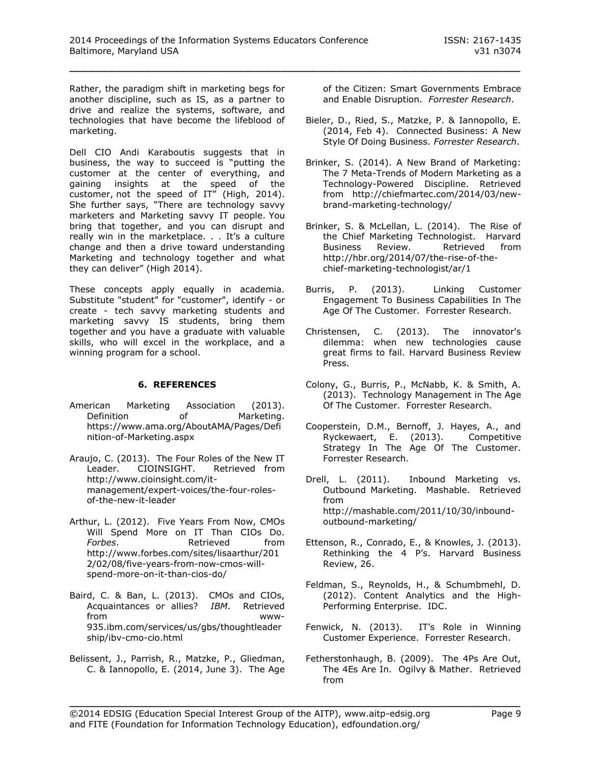Rather, the paradigm shift in marketing begs for another discipline, such as IS, as a partner to drive and realize the systems, software, and technologies that have become the lifeblood of marketing.

Dell CIO Andi Karaboutis suggests that in business, the way to succeed is "putting the customer at the center of everything, and gaining insights at the speed of the customer, not the speed of IT" (High, 2014). She further says, "There are technology savvy marketers and Marketing savvy IT people. You bring that together, and you can disrupt and really win in the marketplace. . . It's a culture change and then a drive toward understanding Marketing and technology together and what they can deliver" (High 2014).

These concepts apply equally in academia. Substitute "student" for "customer", identify - or create - tech savvy marketing students and marketing savvy IS students, bring them together and you have a graduate with valuable skills, who will excel in the workplace, and a winning program for a school.

## 6. REFERENCES

American Marketing Association (2013). Definition of Marketing. https://www.ama.org/AboutAMA/Pages/Definition-of-Marketing.aspx

Araujo, C. (2013). The Four Roles of the New IT Leader. CIOINSIGHT. Retrieved from http://www.cioinsight.com/it-management/expert-voices/the-four-roles-of-the-new-it-leader

Arthur, L. (2012). Five Years From Now, CMOs Will Spend More on IT Than CIOs Do. *Forbes*. Retrieved from http://www.forbes.com/sites/lisaarthur/2012/02/08/five-years-from-now-cmos-will-spend-more-on-it-than-cios-do/

Baird, C. & Ban, L. (2013). CMOs and CIOs, Acquaintances or allies? *IBM*. Retrieved from www-935.ibm.com/services/us/gbs/thoughtleadership/ibv-cmo-cio.html

Belissent, J., Parrish, R., Matzke, P., Gliedman, C. & Iannopollo, E. (2014, June 3). The Age of the Citizen: Smart Governments Embrace and Enable Disruption. *Forrester Research*.

Bieler, D., Ried, S., Matzke, P. & Iannopollo, E. (2014, Feb 4). Connected Business: A New Style Of Doing Business. *Forrester Research*.

Brinker, S. (2014). A New Brand of Marketing: The 7 Meta-Trends of Modern Marketing as a Technology-Powered Discipline. Retrieved from http://chiefmartec.com/2014/03/new-brand-marketing-technology/

Brinker, S. & McLellan, L. (2014). The Rise of the Chief Marketing Technologist. Harvard Business Review. Retrieved from http://hbr.org/2014/07/the-rise-of-the-chief-marketing-technologist/ar/1

Burris, P. (2013). Linking Customer Engagement To Business Capabilities In The Age Of The Customer. Forrester Research.

Christensen, C. (2013). The innovator's dilemma: when new technologies cause great firms to fail. Harvard Business Review Press.

Colony, G., Burris, P., McNabb, K. & Smith, A. (2013). Technology Management in The Age Of The Customer. Forrester Research.

Cooperstein, D.M., Bernoff, J. Hayes, A., and Ryckewaert, E. (2013). Competitive Strategy In The Age Of The Customer. Forrester Research.

Drell, L. (2011). Inbound Marketing vs. Outbound Marketing. Mashable. Retrieved from http://mashable.com/2011/10/30/inbound-outbound-marketing/

Ettenson, R., Conrado, E., & Knowles, J. (2013). Rethinking the 4 P's. Harvard Business Review, 26.

Feldman, S., Reynolds, H., & Schumbmehl, D. (2012). Content Analytics and the High-Performing Enterprise. IDC.

Fenwick, N. (2013). IT's Role in Winning Customer Experience. Forrester Research.

Fetherstonhaugh, B. (2009). The 4Ps Are Out, The 4Es Are In. Ogilvy & Mather. Retrieved from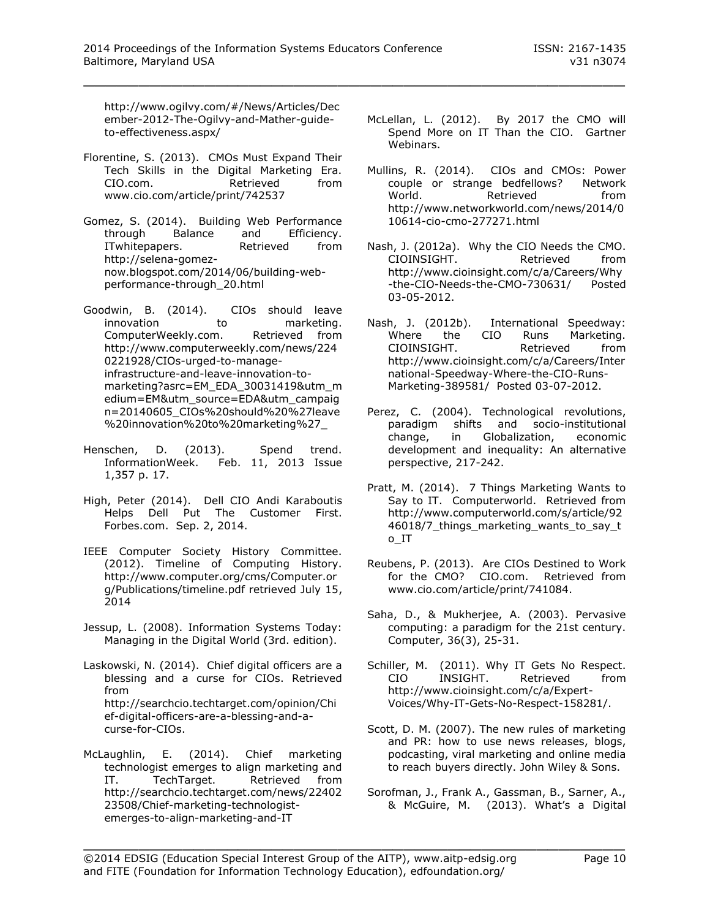http://www.ogilvy.com/#/News/Articles/December-2012-The-Ogilvy-and-Mather-guide-to-effectiveness.aspx/

Florentine, S. (2013). CMOs Must Expand Their Tech Skills in the Digital Marketing Era. CIO.com. Retrieved from www.cio.com/article/print/742537

Gomez, S. (2014). Building Web Performance through Balance and Efficiency. ITwhitepapers. Retrieved from http://selena-gomez-now.blogspot.com/2014/06/building-web-performance-through_20.html

Goodwin, B. (2014). CIOs should leave innovation to marketing. ComputerWeekly.com. Retrieved from http://www.computerweekly.com/news/2240221928/CIOs-urged-to-manage-infrastructure-and-leave-innovation-to-marketing?asrc=EM_EDA_30031419&utm_medium=EM&utm_source=EDA&utm_campaign=20140605_CIOs%20should%20%27leave%20innovation%20to%20marketing%27_

Henschen, D. (2013). Spend trend. InformationWeek. Feb. 11, 2013 Issue 1,357 p. 17.

High, Peter (2014). Dell CIO Andi Karaboutis Helps Dell Put The Customer First. Forbes.com. Sep. 2, 2014.

IEEE Computer Society History Committee. (2012). Timeline of Computing History. http://www.computer.org/cms/Computer.org/Publications/timeline.pdf retrieved July 15, 2014

Jessup, L. (2008). Information Systems Today: Managing in the Digital World (3rd. edition).

Laskowski, N. (2014). Chief digital officers are a blessing and a curse for CIOs. Retrieved from http://searchcio.techtarget.com/opinion/Chief-digital-officers-are-a-blessing-and-a-curse-for-CIOs.

McLaughlin, E. (2014). Chief marketing technologist emerges to align marketing and IT. TechTarget. Retrieved from http://searchcio.techtarget.com/news/2240223508/Chief-marketing-technologist-emerges-to-align-marketing-and-IT

McLellan, L. (2012). By 2017 the CMO will Spend More on IT Than the CIO. Gartner Webinars.

Mullins, R. (2014). CIOs and CMOs: Power couple or strange bedfellows? Network World. Retrieved from http://www.networkworld.com/news/2014/010614-cio-cmo-277271.html

Nash, J. (2012a). Why the CIO Needs the CMO. CIOINSIGHT. Retrieved from http://www.cioinsight.com/c/a/Careers/Why-the-CIO-Needs-the-CMO-730631/ Posted 03-05-2012.

Nash, J. (2012b). International Speedway: Where the CIO Runs Marketing. CIOINSIGHT. Retrieved from http://www.cioinsight.com/c/a/Careers/International-Speedway-Where-the-CIO-Runs-Marketing-389581/ Posted 03-07-2012.

Perez, C. (2004). Technological revolutions, paradigm shifts and socio-institutional change, in Globalization, economic development and inequality: An alternative perspective, 217-242.

Pratt, M. (2014). 7 Things Marketing Wants to Say to IT. Computerworld. Retrieved from http://www.computerworld.com/s/article/9246018/7_things_marketing_wants_to_say_to_IT

Reubens, P. (2013). Are CIOs Destined to Work for the CMO? CIO.com. Retrieved from www.cio.com/article/print/741084.

Saha, D., & Mukherjee, A. (2003). Pervasive computing: a paradigm for the 21st century. Computer, 36(3), 25-31.

Schiller, M. (2011). Why IT Gets No Respect. CIO INSIGHT. Retrieved from http://www.cioinsight.com/c/a/Expert-Voices/Why-IT-Gets-No-Respect-158281/.

Scott, D. M. (2007). The new rules of marketing and PR: how to use news releases, blogs, podcasting, viral marketing and online media to reach buyers directly. John Wiley & Sons.

Sorofman, J., Frank A., Gassman, B., Sarner, A., & McGuire, M. (2013). What's a Digital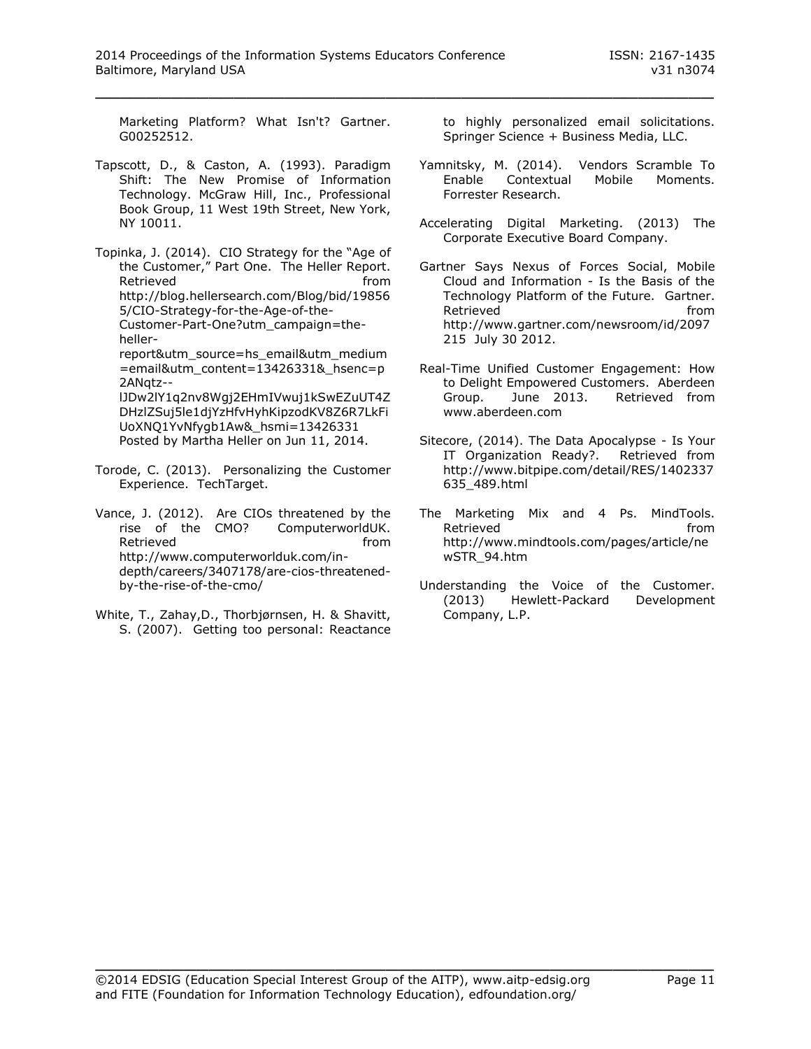Marketing Platform? What Isn't? Gartner. G00252512.

Tapscott, D., & Caston, A. (1993). Paradigm Shift: The New Promise of Information Technology. McGraw Hill, Inc., Professional Book Group, 11 West 19th Street, New York, NY 10011.

Topinka, J. (2014). CIO Strategy for the "Age of the Customer," Part One. The Heller Report. Retrieved from http://blog.hellersearch.com/Blog/bid/198565/CIO-Strategy-for-the-Age-of-the-Customer-Part-One?utm_campaign=the-heller-report&utm_source=hs_email&utm_medium=email&utm_content=13426331&_hsenc=p2ANqtz--lJDw2lY1q2nv8Wgj2EHmIVwuj1kSwEZuUT4ZDHzlZSuj5le1djYzHfvHyhKipzodKV8Z6R7LkFiUoXNQ1YvNfygb1Aw&_hsmi=13426331 Posted by Martha Heller on Jun 11, 2014.

Torode, C. (2013). Personalizing the Customer Experience. TechTarget.

Vance, J. (2012). Are CIOs threatened by the rise of the CMO? ComputerworldUK. Retrieved from http://www.computerworlduk.com/in-depth/careers/3407178/are-cios-threatened-by-the-rise-of-the-cmo/

White, T., Zahay,D., Thorbjørnsen, H. & Shavitt, S. (2007). Getting too personal: Reactance to highly personalized email solicitations. Springer Science + Business Media, LLC.

Yamnitsky, M. (2014). Vendors Scramble To Enable Contextual Mobile Moments. Forrester Research.

Accelerating Digital Marketing. (2013) The Corporate Executive Board Company.

Gartner Says Nexus of Forces Social, Mobile Cloud and Information - Is the Basis of the Technology Platform of the Future. Gartner. Retrieved from http://www.gartner.com/newsroom/id/2097215 July 30 2012.

Real-Time Unified Customer Engagement: How to Delight Empowered Customers. Aberdeen Group. June 2013. Retrieved from www.aberdeen.com

Sitecore, (2014). The Data Apocalypse - Is Your IT Organization Ready?. Retrieved from http://www.bitpipe.com/detail/RES/1402337635_489.html

The Marketing Mix and 4 Ps. MindTools. Retrieved from http://www.mindtools.com/pages/article/newSTR_94.htm

Understanding the Voice of the Customer. (2013) Hewlett-Packard Development Company, L.P.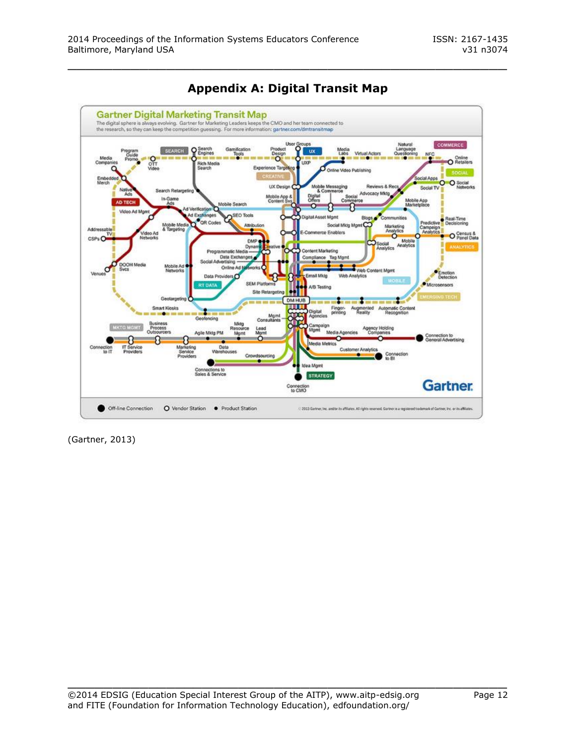## Appendix A: Digital Transit Map

(Gartner, 2013)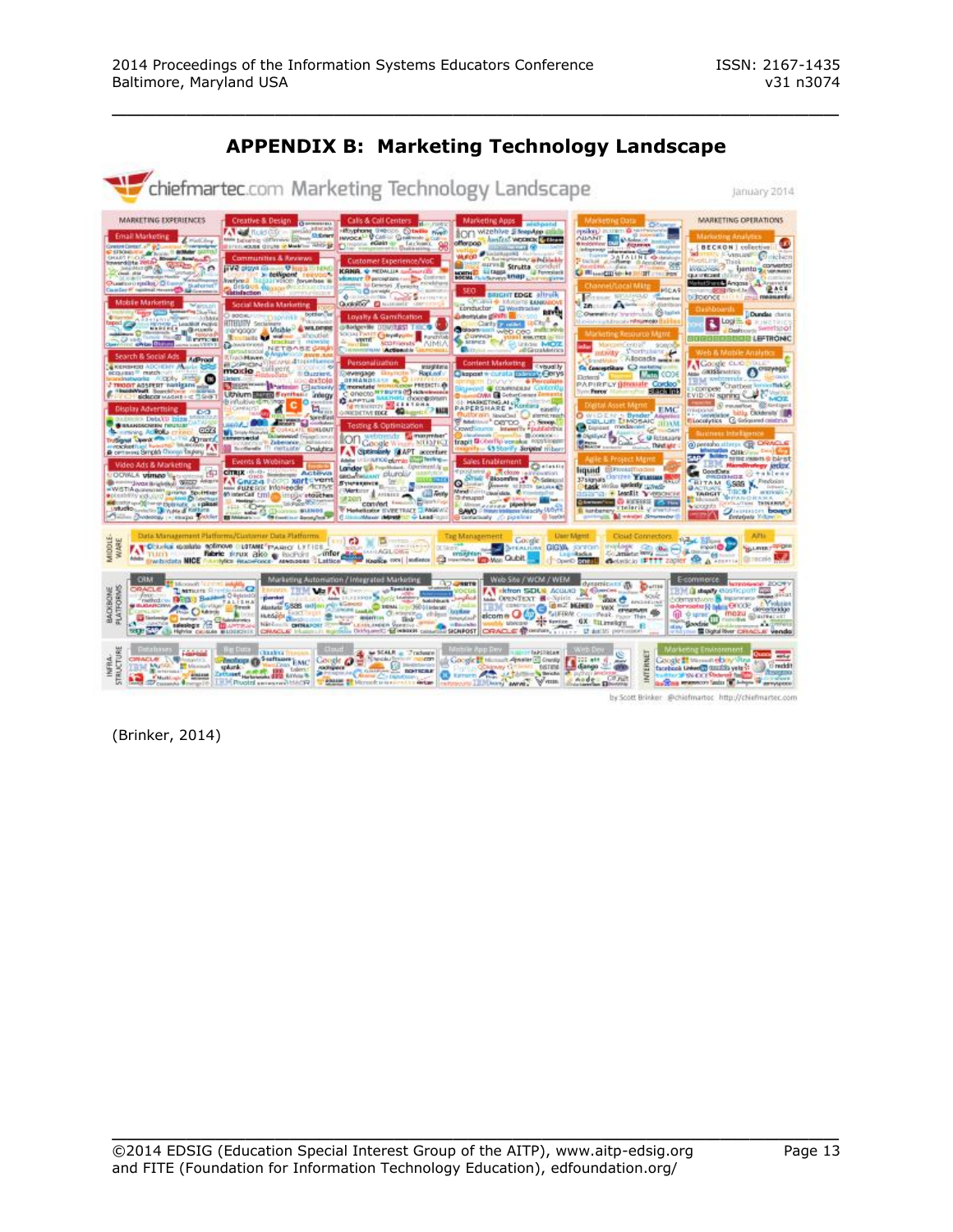## APPENDIX B: Marketing Technology Landscape

(Brinker, 2014)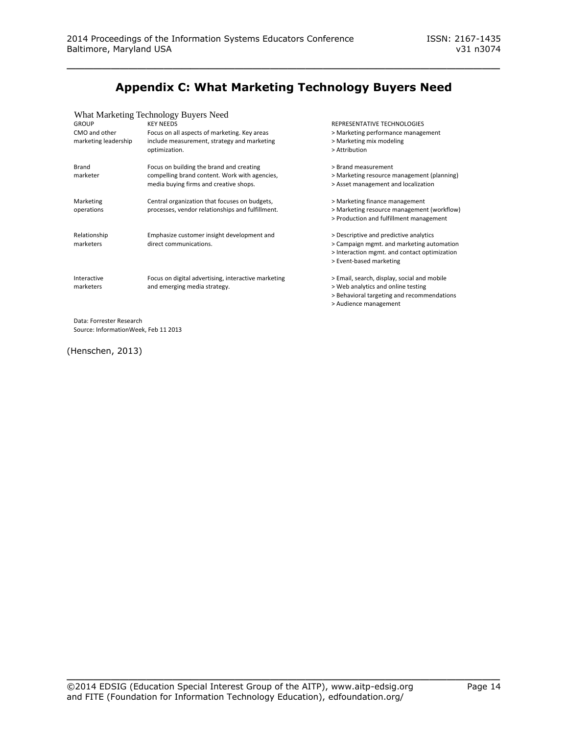## Appendix C: What Marketing Technology Buyers Need

What Marketing Technology Buyers Need

| GROUP | KEY NEEDS | REPRESENTATIVE TECHNOLOGIES |
|---|---|---|
| CMO and other marketing leadership | Focus on all aspects of marketing. Key areas include measurement, strategy and marketing optimization. | > Marketing performance management<br>> Marketing mix modeling<br>> Attribution |
| Brand marketer | Focus on building the brand and creating compelling brand content. Work with agencies, media buying firms and creative shops. | > Brand measurement<br>> Marketing resource management (planning)<br>> Asset management and localization |
| Marketing operations | Central organization that focuses on budgets, processes, vendor relationships and fulfillment. | > Marketing finance management<br>> Marketing resource management (workflow)<br>> Production and fulfillment management |
| Relationship marketers | Emphasize customer insight development and direct communications. | > Descriptive and predictive analytics<br>> Campaign mgmt. and marketing automation<br>> Interaction mgmt. and contact optimization<br>> Event-based marketing |
| Interactive marketers | Focus on digital advertising, interactive marketing and emerging media strategy. | > Email, search, display, social and mobile<br>> Web analytics and online testing<br>> Behavioral targeting and recommendations<br>> Audience management |

Data: Forrester Research
Source: InformationWeek, Feb 11 2013

(Henschen, 2013)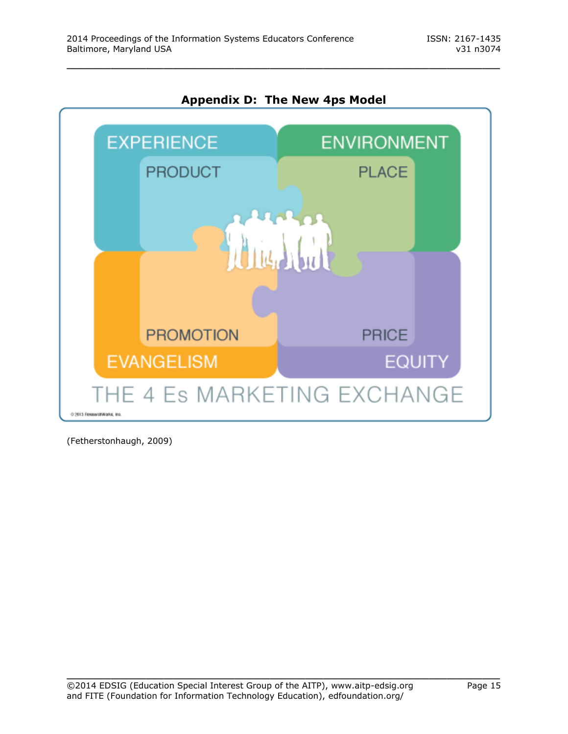## Appendix D: The New 4ps Model

EXPERIENCE

PRODUCT

ENVIRONMENT

PLACE

PROMOTION

EVANGELISM

PRICE

EQUITY

THE 4 Es MARKETING EXCHANGE

(Fetherstonhaugh, 2009)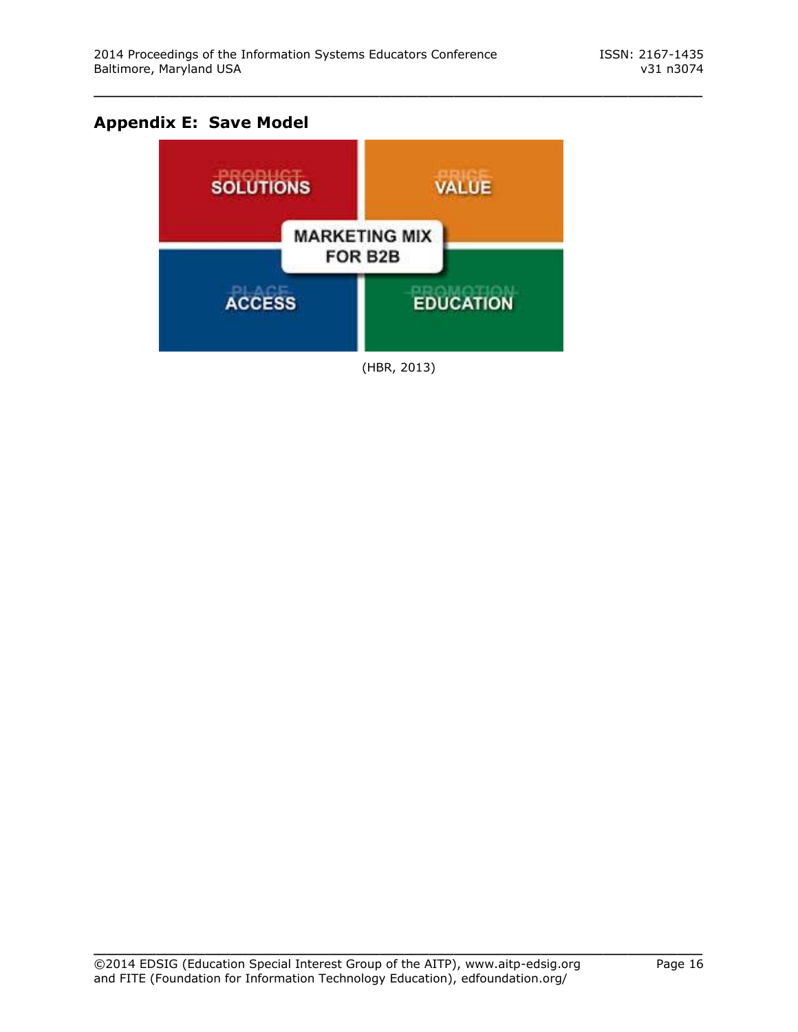## Appendix E: Save Model

PRODUCT SOLUTIONS

PRICE VALUE

MARKETING MIX FOR B2B

PLACE ACCESS

PROMOTION EDUCATION

(HBR, 2013)